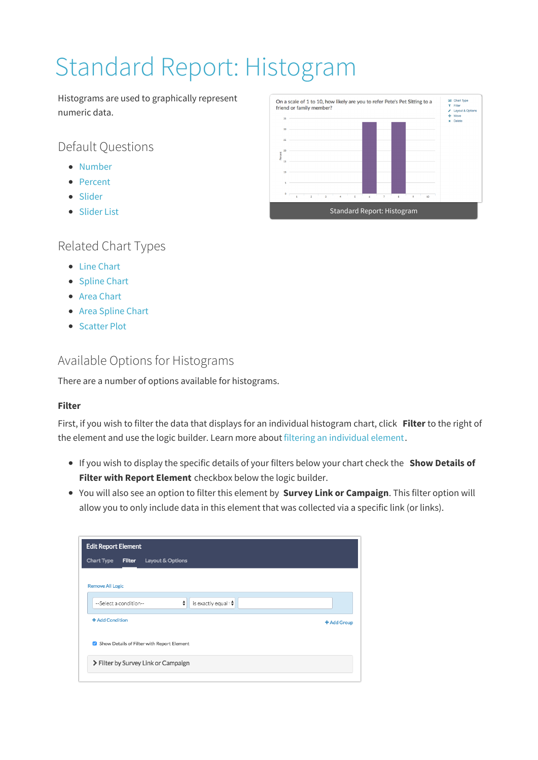# Standard Report: Histogram

Histograms are used to graphically represent numeric data.

Standard Report: Histogram

## Default Questions

- Number
- Percent
- Slider
- Slider List

## Related Chart Types

- Line Chart
- Spline Chart
- Area Chart
- Area Spline Chart
- Scatter Plot

## Available Options for Histograms

There are a number of options available for histograms.

### Filter

First, if you wish to filter the data that displays for an individual histogram chart, click **Filter** to the right of the element and use the logic builder. Learn more about filtering an individual element.

- If you wish to display the specific details of your filters below your chart check the **Show Details of Filter with Report Element** checkbox below the logic builder.
- You will also see an option to filter this element by **Survey Link or Campaign**. This filter option will allow you to only include data in this element that was collected via a specific link (or links).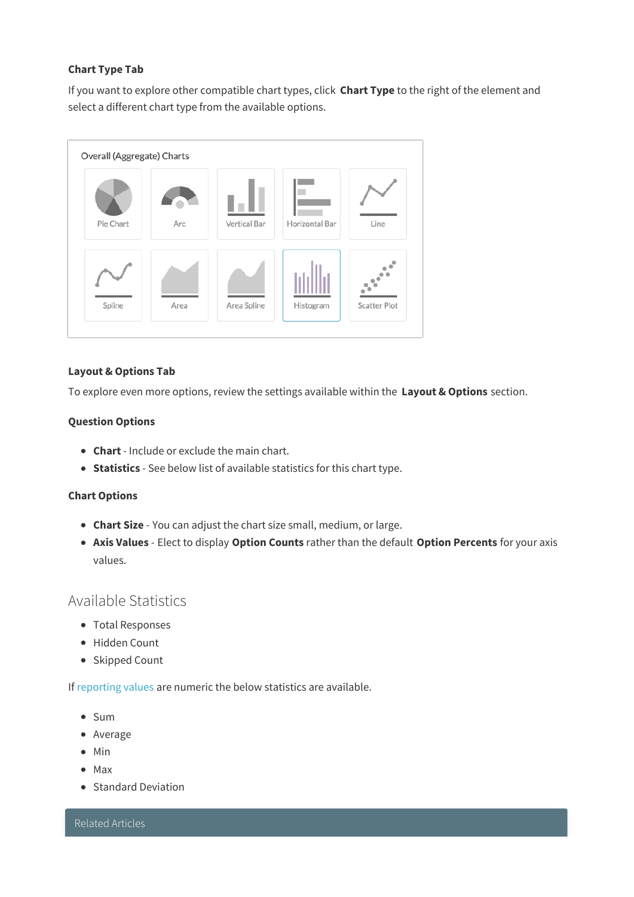**Chart Type Tab**

If you want to explore other compatible chart types, click **Chart Type** to the right of the element and select a different chart type from the available options.

Overall (Aggregate) Charts

Pie Chart
Arc
Vertical Bar
Horizontal Bar
Line
Spline
Area
Area Spline
Histogram
Scatter Plot

**Layout & Options Tab**

To explore even more options, review the settings available within the **Layout & Options** section.

**Question Options**

- **Chart** - Include or exclude the main chart.
- **Statistics** - See below list of available statistics for this chart type.

**Chart Options**

- **Chart Size** - You can adjust the chart size small, medium, or large.
- **Axis Values** - Elect to display **Option Counts** rather than the default **Option Percents** for your axis values.

## Available Statistics

- Total Responses
- Hidden Count
- Skipped Count

If reporting values are numeric the below statistics are available.

- Sum
- Average
- Min
- Max
- Standard Deviation

Related Articles